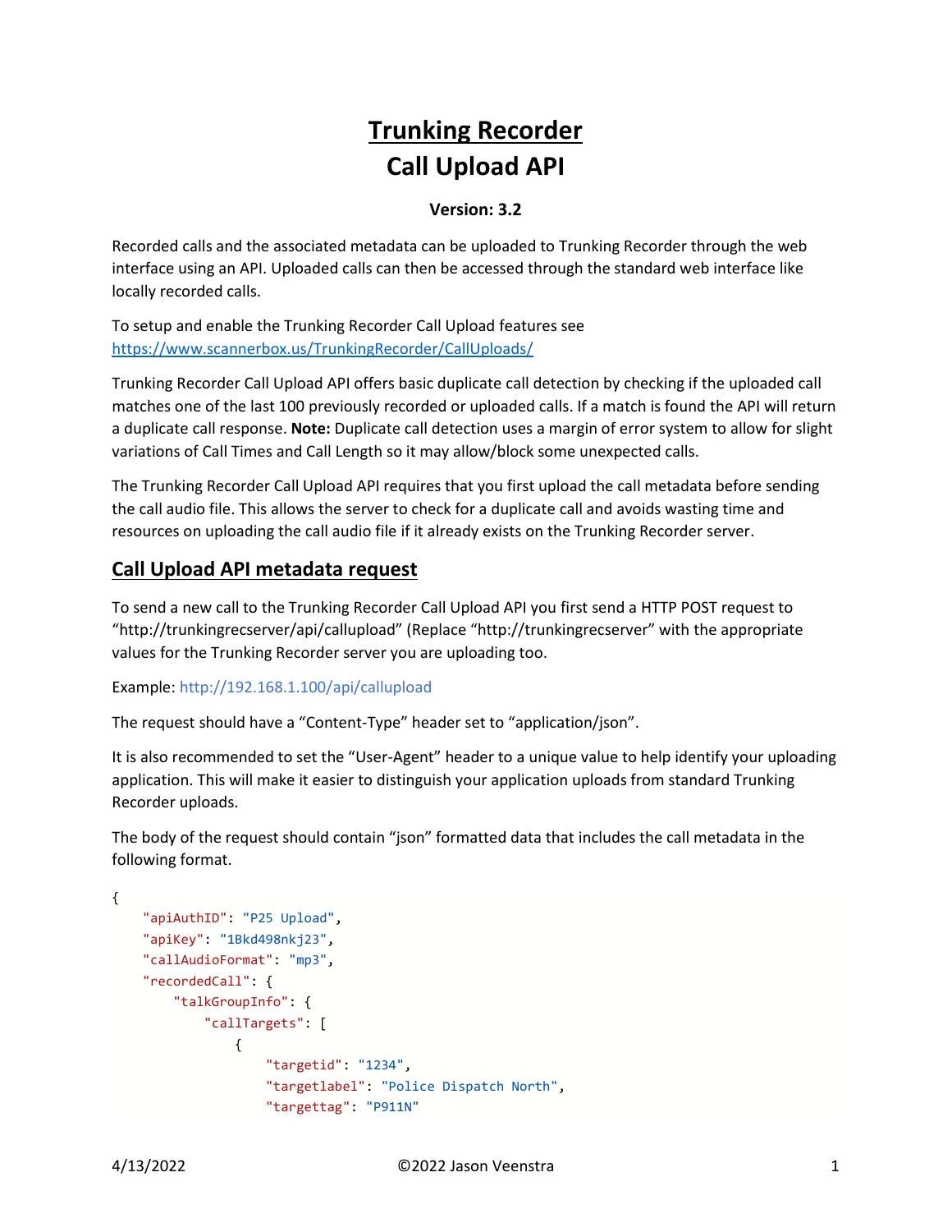# Trunking Recorder

# Call Upload API

**Version: 3.2**

Recorded calls and the associated metadata can be uploaded to Trunking Recorder through the web interface using an API. Uploaded calls can then be accessed through the standard web interface like locally recorded calls.

To setup and enable the Trunking Recorder Call Upload features see https://www.scannerbox.us/TrunkingRecorder/CallUploads/

Trunking Recorder Call Upload API offers basic duplicate call detection by checking if the uploaded call matches one of the last 100 previously recorded or uploaded calls. If a match is found the API will return a duplicate call response. **Note:** Duplicate call detection uses a margin of error system to allow for slight variations of Call Times and Call Length so it may allow/block some unexpected calls.

The Trunking Recorder Call Upload API requires that you first upload the call metadata before sending the call audio file. This allows the server to check for a duplicate call and avoids wasting time and resources on uploading the call audio file if it already exists on the Trunking Recorder server.

## Call Upload API metadata request

To send a new call to the Trunking Recorder Call Upload API you first send a HTTP POST request to "http://trunkingrecserver/api/callupload" (Replace "http://trunkingrecserver" with the appropriate values for the Trunking Recorder server you are uploading too.

Example: http://192.168.1.100/api/callupload

The request should have a "Content-Type" header set to "application/json".

It is also recommended to set the "User-Agent" header to a unique value to help identify your uploading application. This will make it easier to distinguish your application uploads from standard Trunking Recorder uploads.

The body of the request should contain "json" formatted data that includes the call metadata in the following format.

```
{
    "apiAuthID": "P25 Upload",
    "apiKey": "1Bkd498nkj23",
    "callAudioFormat": "mp3",
    "recordedCall": {
        "talkGroupInfo": {
            "callTargets": [
                {
                    "targetid": "1234",
                    "targetlabel": "Police Dispatch North",
                    "targettag": "P911N"
```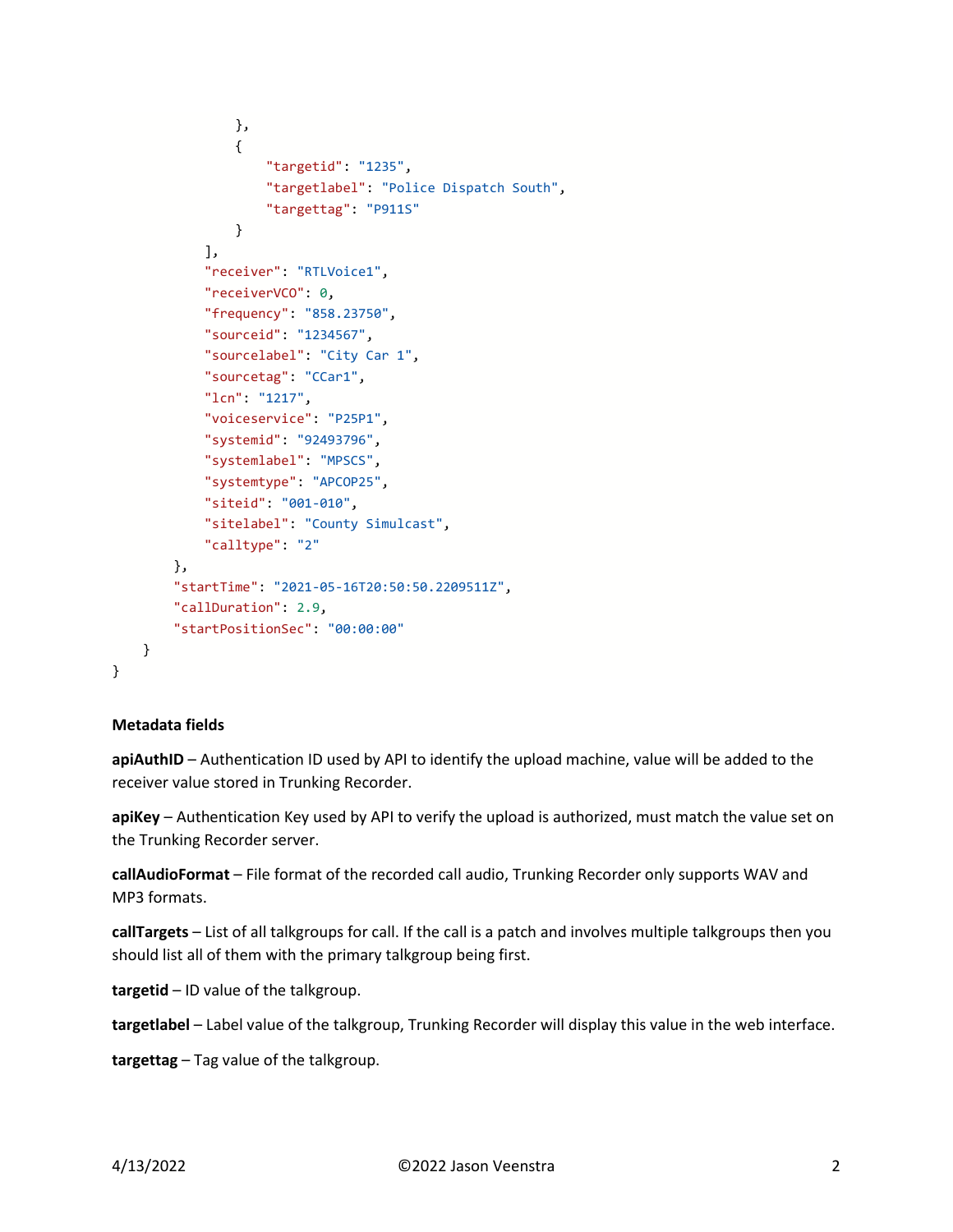```
            },
            {
                "targetid": "1235",
                "targetlabel": "Police Dispatch South",
                "targettag": "P911S"
            }
        ],
        "receiver": "RTLVoice1",
        "receiverVCO": 0,
        "frequency": "858.23750",
        "sourceid": "1234567",
        "sourcelabel": "City Car 1",
        "sourcetag": "CCar1",
        "lcn": "1217",
        "voiceservice": "P25P1",
        "systemid": "92493796",
        "systemlabel": "MPSCS",
        "systemtype": "APCOP25",
        "siteid": "001-010",
        "sitelabel": "County Simulcast",
        "calltype": "2"
    },
    "startTime": "2021-05-16T20:50:50.2209511Z",
    "callDuration": 2.9,
    "startPositionSec": "00:00:00"
  }
}
```

**Metadata fields**

**apiAuthID** – Authentication ID used by API to identify the upload machine, value will be added to the receiver value stored in Trunking Recorder.

**apiKey** – Authentication Key used by API to verify the upload is authorized, must match the value set on the Trunking Recorder server.

**callAudioFormat** – File format of the recorded call audio, Trunking Recorder only supports WAV and MP3 formats.

**callTargets** – List of all talkgroups for call. If the call is a patch and involves multiple talkgroups then you should list all of them with the primary talkgroup being first.

**targetid** – ID value of the talkgroup.

**targetlabel** – Label value of the talkgroup, Trunking Recorder will display this value in the web interface.

**targettag** – Tag value of the talkgroup.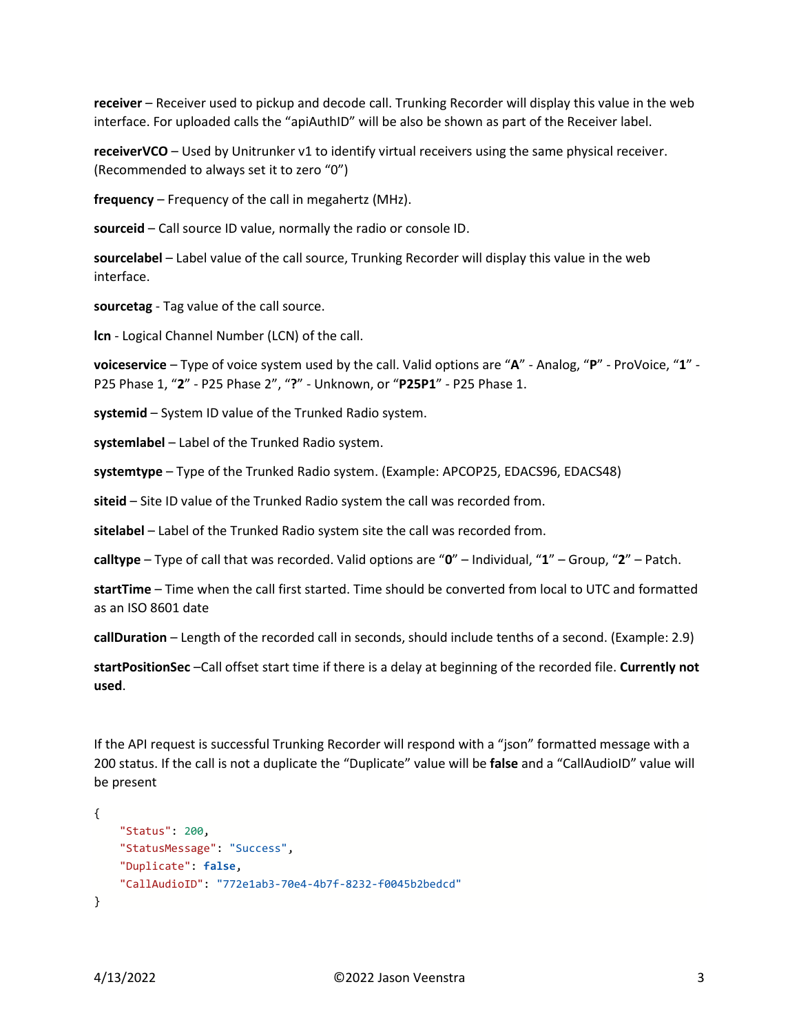**receiver** – Receiver used to pickup and decode call. Trunking Recorder will display this value in the web interface. For uploaded calls the “apiAuthID” will be also be shown as part of the Receiver label.

**receiverVCO** – Used by Unitrunker v1 to identify virtual receivers using the same physical receiver. (Recommended to always set it to zero “0”)

**frequency** – Frequency of the call in megahertz (MHz).

**sourceid** – Call source ID value, normally the radio or console ID.

**sourcelabel** – Label value of the call source, Trunking Recorder will display this value in the web interface.

**sourcetag** - Tag value of the call source.

**lcn** - Logical Channel Number (LCN) of the call.

**voiceservice** – Type of voice system used by the call. Valid options are “**A**” - Analog, “**P**” - ProVoice, “**1**” - P25 Phase 1, “**2**” - P25 Phase 2”, “**?**” - Unknown, or “**P25P1**” - P25 Phase 1.

**systemid** – System ID value of the Trunked Radio system.

**systemlabel** – Label of the Trunked Radio system.

**systemtype** – Type of the Trunked Radio system. (Example: APCOP25, EDACS96, EDACS48)

**siteid** – Site ID value of the Trunked Radio system the call was recorded from.

**sitelabel** – Label of the Trunked Radio system site the call was recorded from.

**calltype** – Type of call that was recorded. Valid options are “**0**” – Individual, “**1**” – Group, “**2**” – Patch.

**startTime** – Time when the call first started. Time should be converted from local to UTC and formatted as an ISO 8601 date

**callDuration** – Length of the recorded call in seconds, should include tenths of a second. (Example: 2.9)

**startPositionSec** –Call offset start time if there is a delay at beginning of the recorded file. **Currently not used**.

If the API request is successful Trunking Recorder will respond with a “json” formatted message with a 200 status. If the call is not a duplicate the “Duplicate” value will be **false** and a “CallAudioID” value will be present

```
{
    "Status": 200,
    "StatusMessage": "Success",
    "Duplicate": false,
    "CallAudioID": "772e1ab3-70e4-4b7f-8232-f0045b2bedcd"
}
```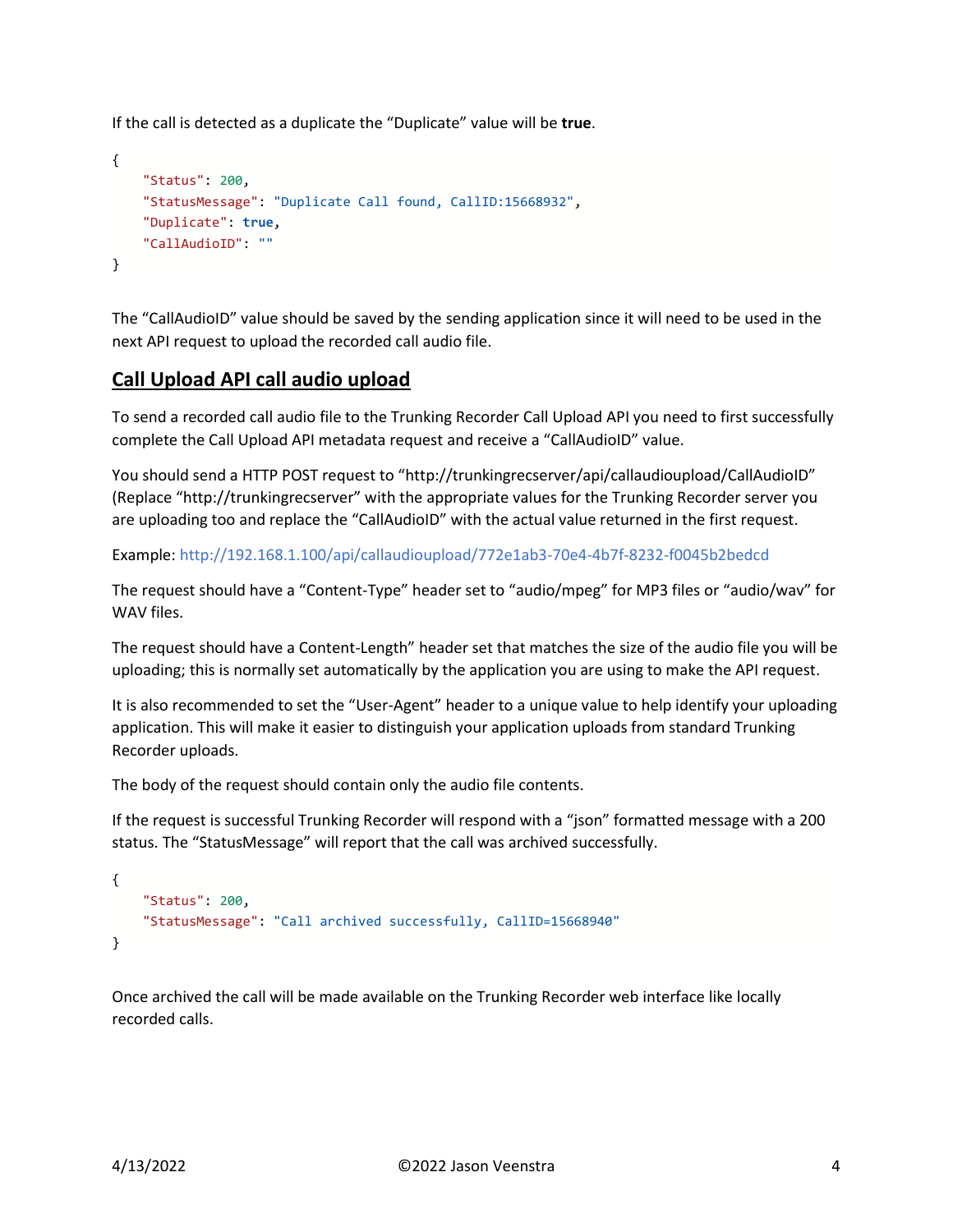If the call is detected as a duplicate the “Duplicate” value will be **true**.

```
{
    "Status": 200,
    "StatusMessage": "Duplicate Call found, CallID:15668932",
    "Duplicate": true,
    "CallAudioID": ""
}
```

The “CallAudioID” value should be saved by the sending application since it will need to be used in the next API request to upload the recorded call audio file.

## Call Upload API call audio upload

To send a recorded call audio file to the Trunking Recorder Call Upload API you need to first successfully complete the Call Upload API metadata request and receive a “CallAudioID” value.

You should send a HTTP POST request to “http://trunkingrecserver/api/callaudioupload/CallAudioID” (Replace “http://trunkingrecserver” with the appropriate values for the Trunking Recorder server you are uploading too and replace the “CallAudioID” with the actual value returned in the first request.

Example: http://192.168.1.100/api/callaudioupload/772e1ab3-70e4-4b7f-8232-f0045b2bedcd

The request should have a “Content-Type” header set to “audio/mpeg” for MP3 files or “audio/wav” for WAV files.

The request should have a Content-Length” header set that matches the size of the audio file you will be uploading; this is normally set automatically by the application you are using to make the API request.

It is also recommended to set the “User-Agent” header to a unique value to help identify your uploading application. This will make it easier to distinguish your application uploads from standard Trunking Recorder uploads.

The body of the request should contain only the audio file contents.

If the request is successful Trunking Recorder will respond with a “json” formatted message with a 200 status. The “StatusMessage” will report that the call was archived successfully.

```
{
    "Status": 200,
    "StatusMessage": "Call archived successfully, CallID=15668940"
}
```

Once archived the call will be made available on the Trunking Recorder web interface like locally recorded calls.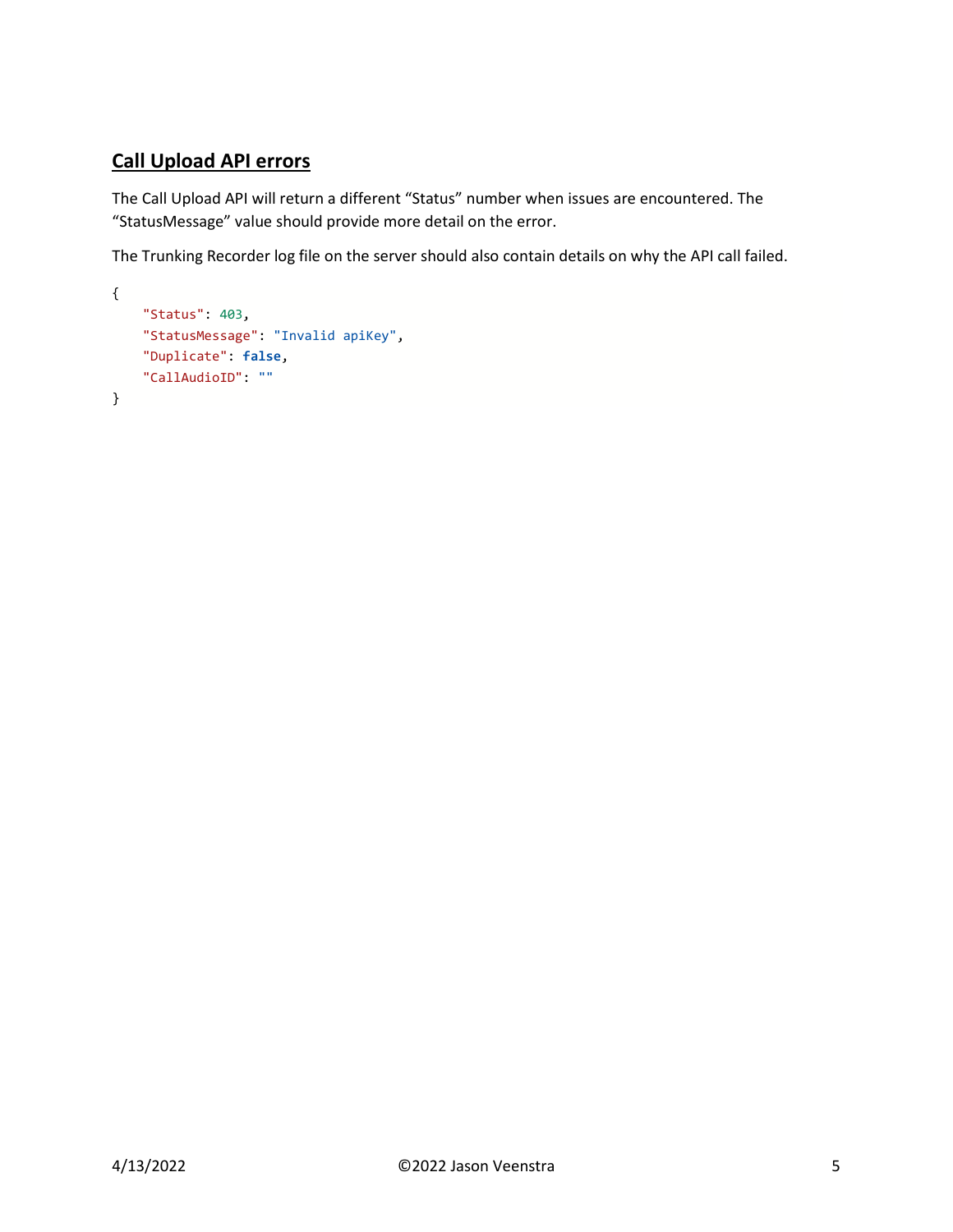## Call Upload API errors

The Call Upload API will return a different “Status” number when issues are encountered. The “StatusMessage” value should provide more detail on the error.

The Trunking Recorder log file on the server should also contain details on why the API call failed.

```
{
    "Status": 403,
    "StatusMessage": "Invalid apiKey",
    "Duplicate": false,
    "CallAudioID": ""
}
```